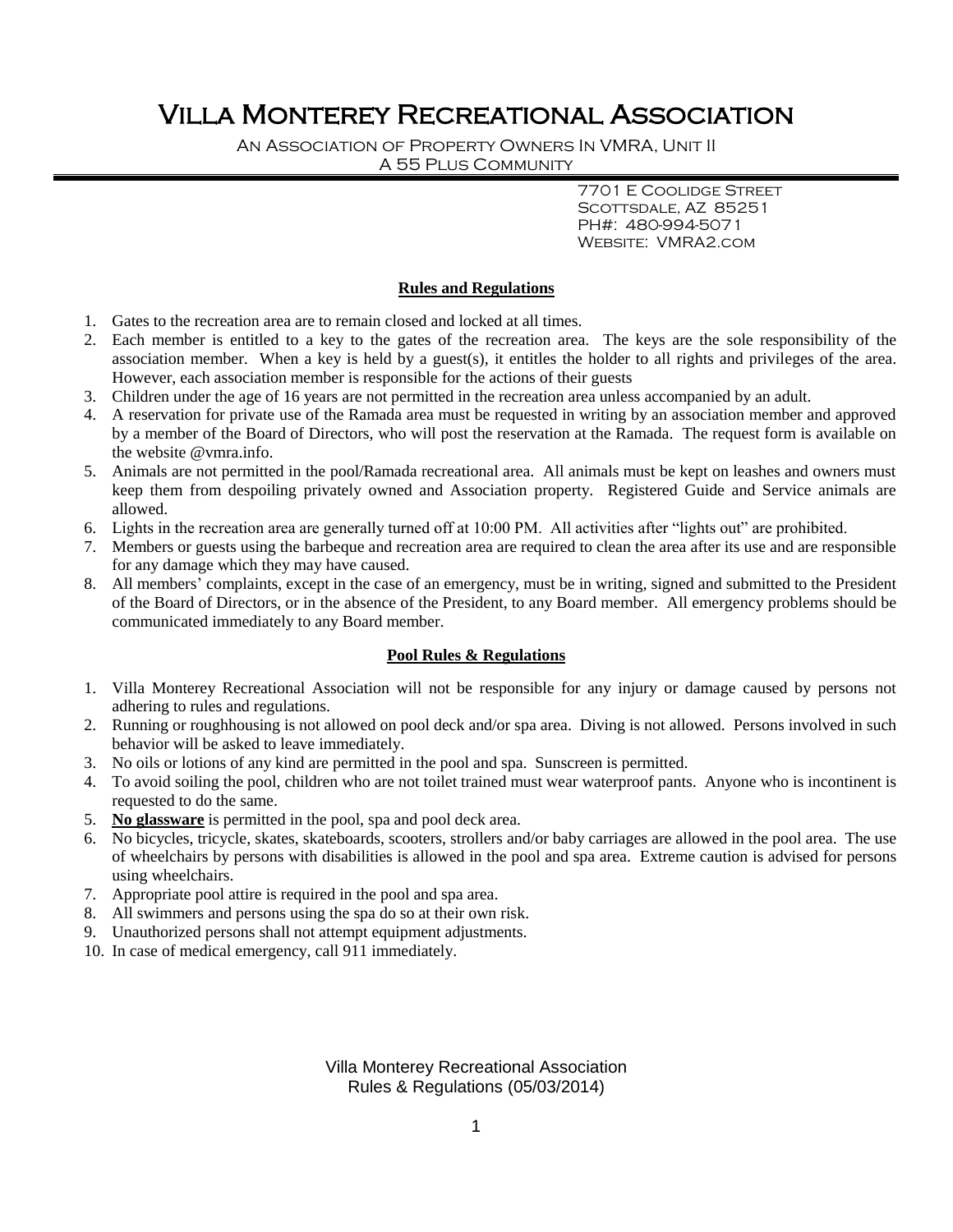# Villa Monterey Recreational Association

An Association of Property Owners In VMRA, Unit II
A 55 Plus Community

7701 E Coolidge Street
Scottsdale, AZ 85251
PH#: 480-994-5071
Website: VMRA2.com

## Rules and Regulations

1. Gates to the recreation area are to remain closed and locked at all times.
2. Each member is entitled to a key to the gates of the recreation area. The keys are the sole responsibility of the association member. When a key is held by a guest(s), it entitles the holder to all rights and privileges of the area. However, each association member is responsible for the actions of their guests
3. Children under the age of 16 years are not permitted in the recreation area unless accompanied by an adult.
4. A reservation for private use of the Ramada area must be requested in writing by an association member and approved by a member of the Board of Directors, who will post the reservation at the Ramada. The request form is available on the website @vmra.info.
5. Animals are not permitted in the pool/Ramada recreational area. All animals must be kept on leashes and owners must keep them from despoiling privately owned and Association property. Registered Guide and Service animals are allowed.
6. Lights in the recreation area are generally turned off at 10:00 PM. All activities after "lights out" are prohibited.
7. Members or guests using the barbeque and recreation area are required to clean the area after its use and are responsible for any damage which they may have caused.
8. All members' complaints, except in the case of an emergency, must be in writing, signed and submitted to the President of the Board of Directors, or in the absence of the President, to any Board member. All emergency problems should be communicated immediately to any Board member.

## Pool Rules & Regulations

1. Villa Monterey Recreational Association will not be responsible for any injury or damage caused by persons not adhering to rules and regulations.
2. Running or roughhousing is not allowed on pool deck and/or spa area. Diving is not allowed. Persons involved in such behavior will be asked to leave immediately.
3. No oils or lotions of any kind are permitted in the pool and spa. Sunscreen is permitted.
4. To avoid soiling the pool, children who are not toilet trained must wear waterproof pants. Anyone who is incontinent is requested to do the same.
5. **No glassware** is permitted in the pool, spa and pool deck area.
6. No bicycles, tricycle, skates, skateboards, scooters, strollers and/or baby carriages are allowed in the pool area. The use of wheelchairs by persons with disabilities is allowed in the pool and spa area. Extreme caution is advised for persons using wheelchairs.
7. Appropriate pool attire is required in the pool and spa area.
8. All swimmers and persons using the spa do so at their own risk.
9. Unauthorized persons shall not attempt equipment adjustments.
10. In case of medical emergency, call 911 immediately.

Villa Monterey Recreational Association
Rules & Regulations (05/03/2014)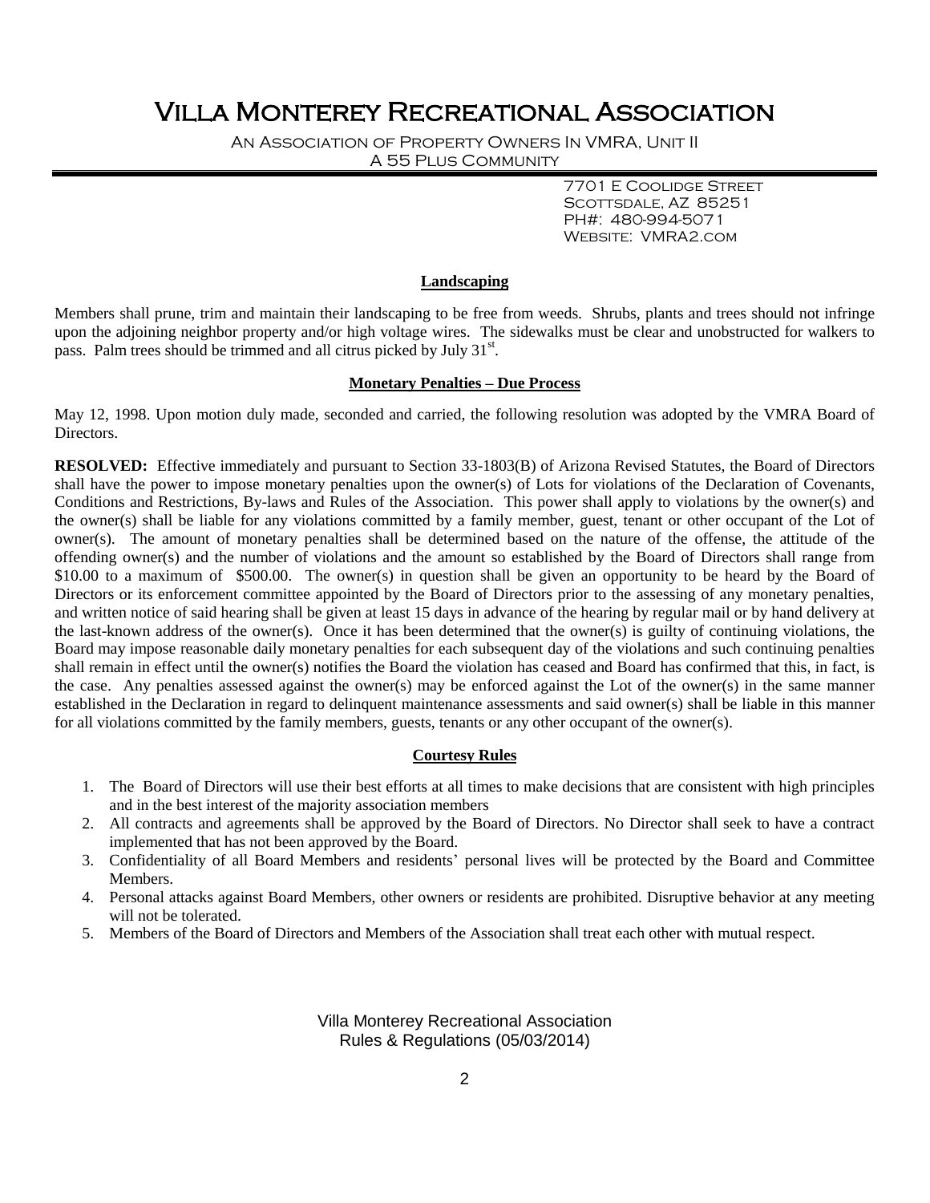# Villa Monterey Recreational Association

An Association of Property Owners In VMRA, Unit II
A 55 Plus Community

7701 E Coolidge Street
Scottsdale, AZ 85251
PH#: 480-994-5071
Website: VMRA2.com

## Landscaping

Members shall prune, trim and maintain their landscaping to be free from weeds. Shrubs, plants and trees should not infringe upon the adjoining neighbor property and/or high voltage wires. The sidewalks must be clear and unobstructed for walkers to pass. Palm trees should be trimmed and all citrus picked by July 31st.

## Monetary Penalties – Due Process

May 12, 1998. Upon motion duly made, seconded and carried, the following resolution was adopted by the VMRA Board of Directors.

**RESOLVED:** Effective immediately and pursuant to Section 33-1803(B) of Arizona Revised Statutes, the Board of Directors shall have the power to impose monetary penalties upon the owner(s) of Lots for violations of the Declaration of Covenants, Conditions and Restrictions, By-laws and Rules of the Association. This power shall apply to violations by the owner(s) and the owner(s) shall be liable for any violations committed by a family member, guest, tenant or other occupant of the Lot of owner(s). The amount of monetary penalties shall be determined based on the nature of the offense, the attitude of the offending owner(s) and the number of violations and the amount so established by the Board of Directors shall range from $10.00 to a maximum of $500.00. The owner(s) in question shall be given an opportunity to be heard by the Board of Directors or its enforcement committee appointed by the Board of Directors prior to the assessing of any monetary penalties, and written notice of said hearing shall be given at least 15 days in advance of the hearing by regular mail or by hand delivery at the last-known address of the owner(s). Once it has been determined that the owner(s) is guilty of continuing violations, the Board may impose reasonable daily monetary penalties for each subsequent day of the violations and such continuing penalties shall remain in effect until the owner(s) notifies the Board the violation has ceased and Board has confirmed that this, in fact, is the case. Any penalties assessed against the owner(s) may be enforced against the Lot of the owner(s) in the same manner established in the Declaration in regard to delinquent maintenance assessments and said owner(s) shall be liable in this manner for all violations committed by the family members, guests, tenants or any other occupant of the owner(s).

## Courtesy Rules

1. The Board of Directors will use their best efforts at all times to make decisions that are consistent with high principles and in the best interest of the majority association members
2. All contracts and agreements shall be approved by the Board of Directors. No Director shall seek to have a contract implemented that has not been approved by the Board.
3. Confidentiality of all Board Members and residents' personal lives will be protected by the Board and Committee Members.
4. Personal attacks against Board Members, other owners or residents are prohibited. Disruptive behavior at any meeting will not be tolerated.
5. Members of the Board of Directors and Members of the Association shall treat each other with mutual respect.